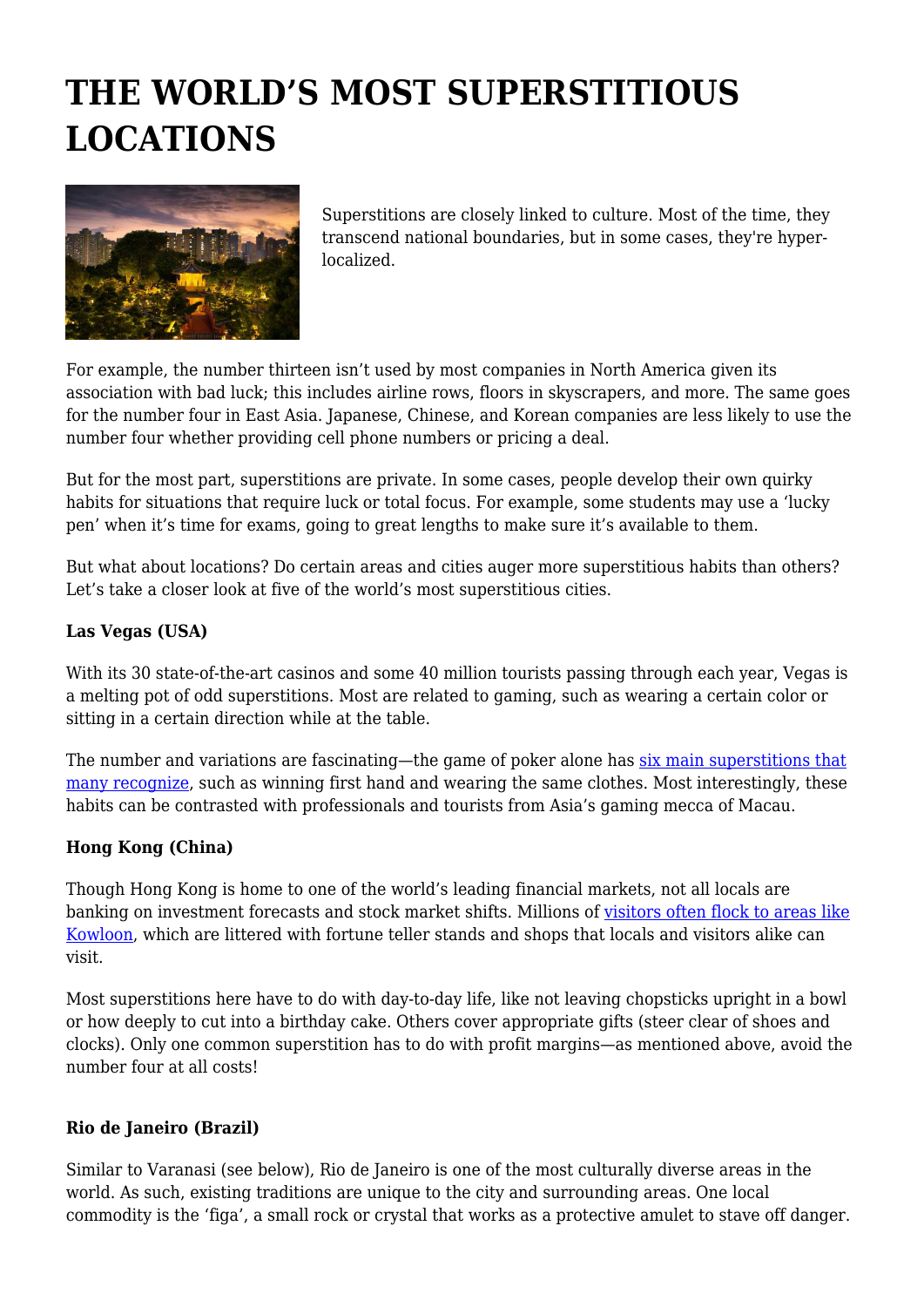# THE WORLD'S MOST SUPERSTITIOUS LOCATIONS

Superstitions are closely linked to culture. Most of the time, they transcend national boundaries, but in some cases, they're hyper-localized.

For example, the number thirteen isn't used by most companies in North America given its association with bad luck; this includes airline rows, floors in skyscrapers, and more. The same goes for the number four in East Asia. Japanese, Chinese, and Korean companies are less likely to use the number four whether providing cell phone numbers or pricing a deal.

But for the most part, superstitions are private. In some cases, people develop their own quirky habits for situations that require luck or total focus. For example, some students may use a 'lucky pen' when it's time for exams, going to great lengths to make sure it's available to them.

But what about locations? Do certain areas and cities auger more superstitious habits than others? Let's take a closer look at five of the world's most superstitious cities.

**Las Vegas (USA)**

With its 30 state-of-the-art casinos and some 40 million tourists passing through each year, Vegas is a melting pot of odd superstitions. Most are related to gaming, such as wearing a certain color or sitting in a certain direction while at the table.

The number and variations are fascinating—the game of poker alone has six main superstitions that many recognize, such as winning first hand and wearing the same clothes. Most interestingly, these habits can be contrasted with professionals and tourists from Asia's gaming mecca of Macau.

**Hong Kong (China)**

Though Hong Kong is home to one of the world's leading financial markets, not all locals are banking on investment forecasts and stock market shifts. Millions of visitors often flock to areas like Kowloon, which are littered with fortune teller stands and shops that locals and visitors alike can visit.

Most superstitions here have to do with day-to-day life, like not leaving chopsticks upright in a bowl or how deeply to cut into a birthday cake. Others cover appropriate gifts (steer clear of shoes and clocks). Only one common superstition has to do with profit margins—as mentioned above, avoid the number four at all costs!

**Rio de Janeiro (Brazil)**

Similar to Varanasi (see below), Rio de Janeiro is one of the most culturally diverse areas in the world. As such, existing traditions are unique to the city and surrounding areas. One local commodity is the 'figa', a small rock or crystal that works as a protective amulet to stave off danger.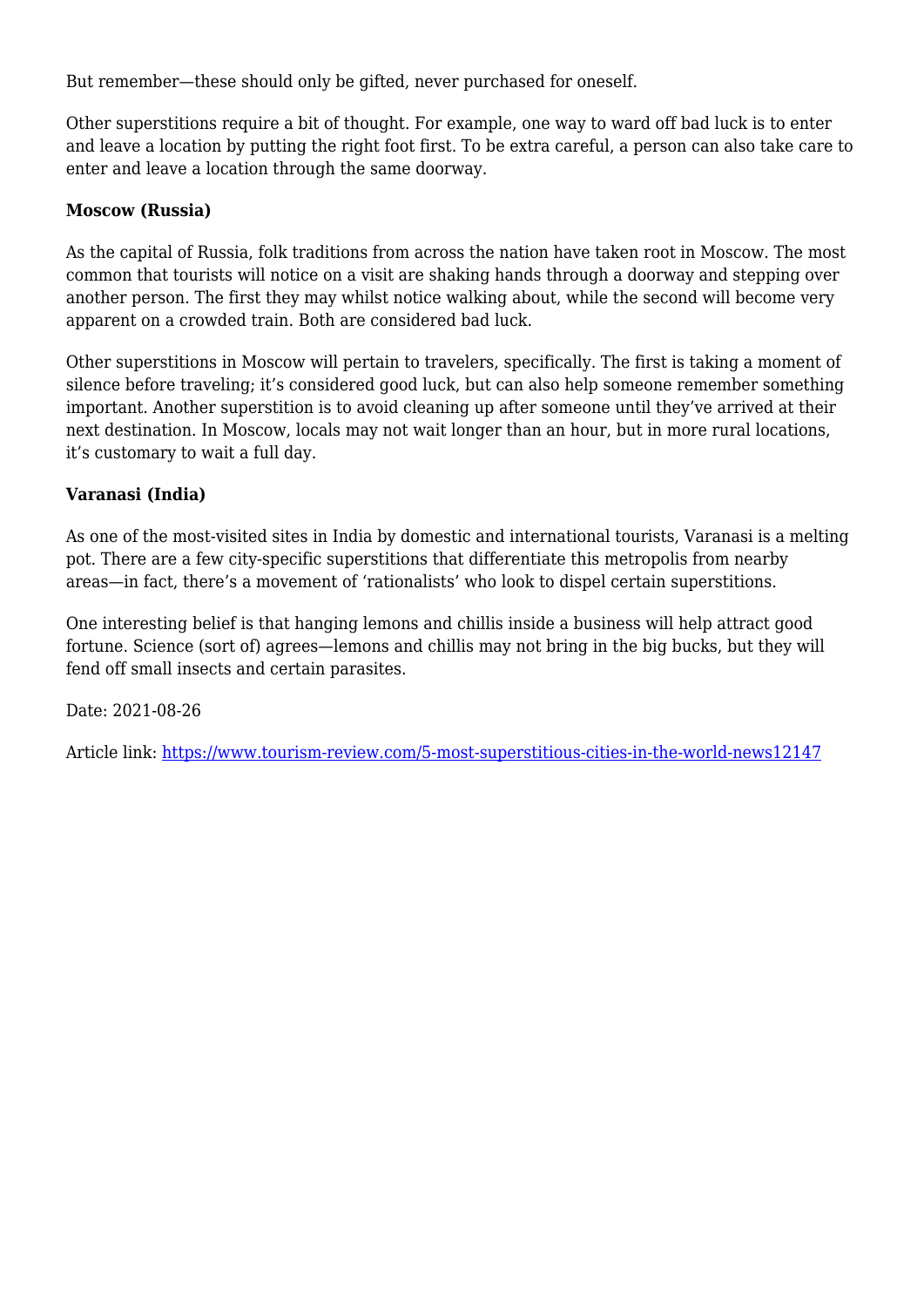But remember—these should only be gifted, never purchased for oneself.

Other superstitions require a bit of thought. For example, one way to ward off bad luck is to enter and leave a location by putting the right foot first. To be extra careful, a person can also take care to enter and leave a location through the same doorway.

**Moscow (Russia)**

As the capital of Russia, folk traditions from across the nation have taken root in Moscow. The most common that tourists will notice on a visit are shaking hands through a doorway and stepping over another person. The first they may whilst notice walking about, while the second will become very apparent on a crowded train. Both are considered bad luck.

Other superstitions in Moscow will pertain to travelers, specifically. The first is taking a moment of silence before traveling; it's considered good luck, but can also help someone remember something important. Another superstition is to avoid cleaning up after someone until they've arrived at their next destination. In Moscow, locals may not wait longer than an hour, but in more rural locations, it's customary to wait a full day.

**Varanasi (India)**

As one of the most-visited sites in India by domestic and international tourists, Varanasi is a melting pot. There are a few city-specific superstitions that differentiate this metropolis from nearby areas—in fact, there's a movement of 'rationalists' who look to dispel certain superstitions.

One interesting belief is that hanging lemons and chillis inside a business will help attract good fortune. Science (sort of) agrees—lemons and chillis may not bring in the big bucks, but they will fend off small insects and certain parasites.

Date: 2021-08-26

Article link: [https://www.tourism-review.com/5-most-superstitious-cities-in-the-world-news12147](https://www.tourism-review.com/5-most-superstitious-cities-in-the-world-news12147)